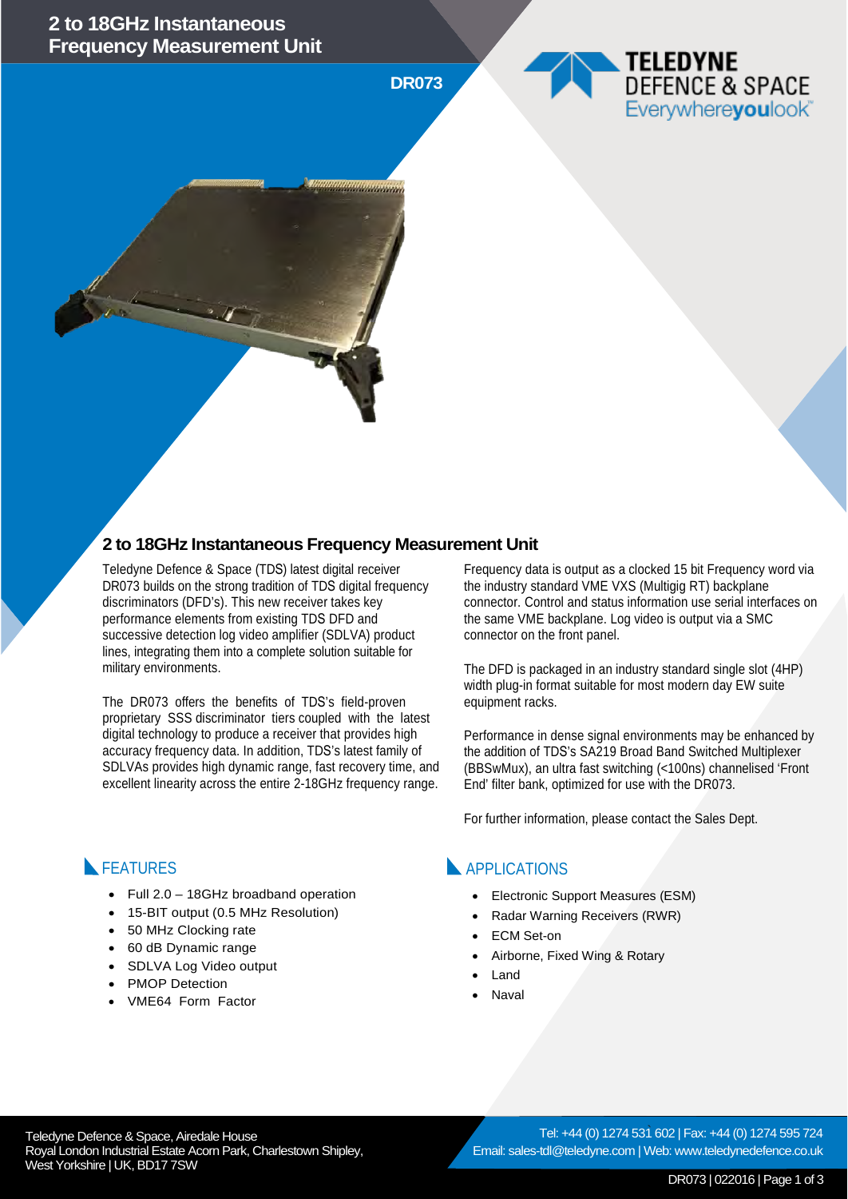# 2 to 18GHz Instantaneous Frequency Measurement Unit

**DR073**

TELEDYNE DEFENCE & SPACE
Everywhere**you**look™

## 2 to 18GHz Instantaneous Frequency Measurement Unit

Teledyne Defence & Space (TDS) latest digital receiver DR073 builds on the strong tradition of TDS digital frequency discriminators (DFD's). This new receiver takes key performance elements from existing TDS DFD and successive detection log video amplifier (SDLVA) product lines, integrating them into a complete solution suitable for military environments.

The DR073 offers the benefits of TDS's field-proven proprietary SSS discriminator tiers coupled with the latest digital technology to produce a receiver that provides high accuracy frequency data. In addition, TDS's latest family of SDLVAs provides high dynamic range, fast recovery time, and excellent linearity across the entire 2-18GHz frequency range.

Frequency data is output as a clocked 15 bit Frequency word via the industry standard VME VXS (Multigig RT) backplane connector. Control and status information use serial interfaces on the same VME backplane. Log video is output via a SMC connector on the front panel.

The DFD is packaged in an industry standard single slot (4HP) width plug-in format suitable for most modern day EW suite equipment racks.

Performance in dense signal environments may be enhanced by the addition of TDS's SA219 Broad Band Switched Multiplexer (BBSwMux), an ultra fast switching (<100ns) channelised 'Front End' filter bank, optimized for use with the DR073.

For further information, please contact the Sales Dept.

### FEATURES

- Full 2.0 – 18GHz broadband operation
- 15-BIT output (0.5 MHz Resolution)
- 50 MHz Clocking rate
- 60 dB Dynamic range
- SDLVA Log Video output
- PMOP Detection
- VME64 Form Factor

### APPLICATIONS

- Electronic Support Measures (ESM)
- Radar Warning Receivers (RWR)
- ECM Set-on
- Airborne, Fixed Wing & Rotary
- Land
- Naval

Teledyne Defence & Space, Airedale House
Royal London Industrial Estate Acorn Park, Charlestown Shipley,
West Yorkshire | UK, BD17 7SW

Tel: +44 (0) 1274 531 602 | Fax: +44 (0) 1274 595 724
Email: sales-tdl@teledyne.com | Web: www.teledynedefence.co.uk

DR073 | 022016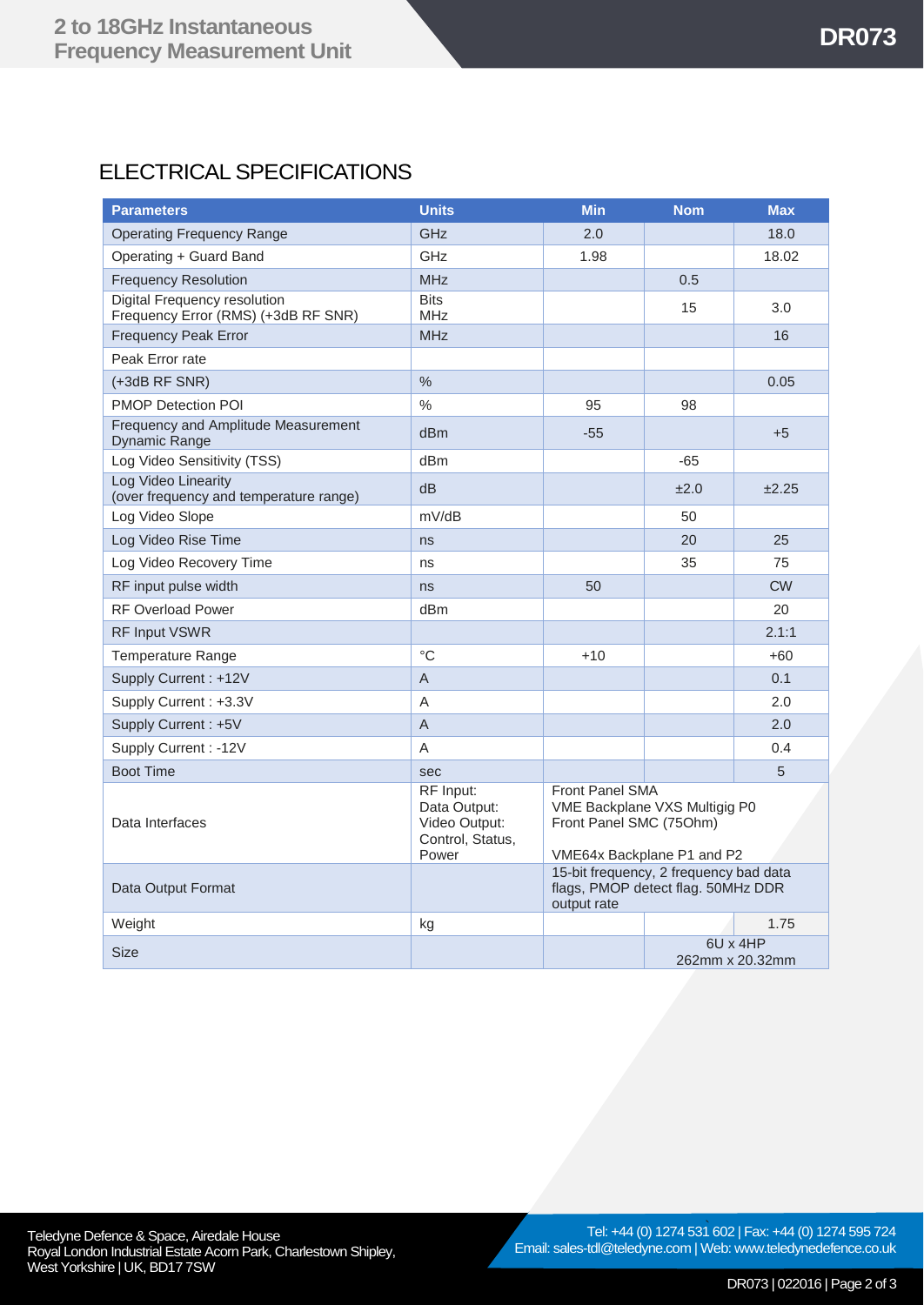# ELECTRICAL SPECIFICATIONS

| Parameters | Units | Min | Nom | Max |
|---|---|---|---|---|
| Operating Frequency Range | GHz | 2.0 | | 18.0 |
| Operating + Guard Band | GHz | 1.98 | | 18.02 |
| Frequency Resolution | MHz | | 0.5 | |
| Digital Frequency resolution<br>Frequency Error (RMS) (+3dB RF SNR) | Bits<br>MHz | | 15 | 3.0 |
| Frequency Peak Error | MHz | | | 16 |
| Peak Error rate | | | | |
| (+3dB RF SNR) | % | | | 0.05 |
| PMOP Detection POI | % | 95 | 98 | |
| Frequency and Amplitude Measurement Dynamic Range | dBm | -55 | | +5 |
| Log Video Sensitivity (TSS) | dBm | | -65 | |
| Log Video Linearity<br>(over frequency and temperature range) | dB | | ±2.0 | ±2.25 |
| Log Video Slope | mV/dB | | 50 | |
| Log Video Rise Time | ns | | 20 | 25 |
| Log Video Recovery Time | ns | | 35 | 75 |
| RF input pulse width | ns | 50 | | CW |
| RF Overload Power | dBm | | | 20 |
| RF Input VSWR | | | | 2.1:1 |
| Temperature Range | °C | +10 | | +60 |
| Supply Current : +12V | A | | | 0.1 |
| Supply Current : +3.3V | A | | | 2.0 |
| Supply Current : +5V | A | | | 2.0 |
| Supply Current : -12V | A | | | 0.4 |
| Boot Time | sec | | | 5 |
| Data Interfaces | RF Input:<br>Data Output:<br>Video Output:<br>Control, Status, Power | Front Panel SMA<br>VME Backplane VXS Multigig P0<br>Front Panel SMC (75Ohm)<br>VME64x Backplane P1 and P2 | | |
| Data Output Format | | 15-bit frequency, 2 frequency bad data flags, PMOP detect flag. 50MHz DDR output rate | | |
| Weight | kg | | | 1.75 |
| Size | | | 6U x 4HP<br>262mm x 20.32mm | |

Teledyne Defence & Space, Airedale House
Royal London Industrial Estate Acorn Park, Charlestown Shipley, West Yorkshire | UK, BD17 7SW

Tel: +44 (0) 1274 531 602 | Fax: +44 (0) 1274 595 724
Email: sales-tdl@teledyne.com | Web: www.teledynedefence.co.uk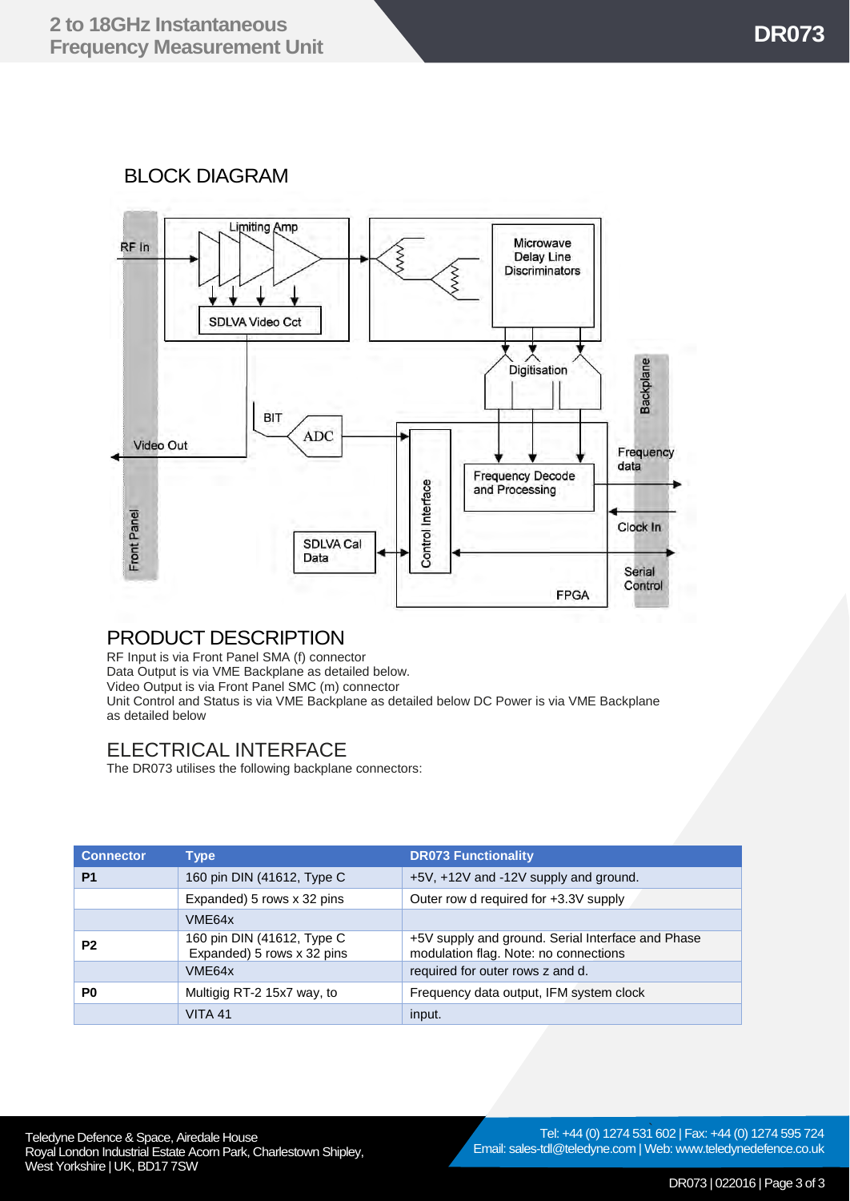## BLOCK DIAGRAM

RF In

Limiting Amp

SDLVA Video Cct

Microwave Delay Line Discriminators

Digitisation

Backplane

BIT

ADC

Video Out

Frequency data

Frequency Decode and Processing

Clock In

Control Interface

Front Panel

SDLVA Cal Data

Serial Control

FPGA

## PRODUCT DESCRIPTION

RF Input is via Front Panel SMA (f) connector
Data Output is via VME Backplane as detailed below.
Video Output is via Front Panel SMC (m) connector
Unit Control and Status is via VME Backplane as detailed below DC Power is via VME Backplane as detailed below

## ELECTRICAL INTERFACE

The DR073 utilises the following backplane connectors:

| Connector | Type | DR073 Functionality |
|---|---|---|
| **P1** | 160 pin DIN (41612, Type C | +5V, +12V and -12V supply and ground. |
| | Expanded) 5 rows x 32 pins | Outer row d required for +3.3V supply |
| | VME64x | |
| **P2** | 160 pin DIN (41612, Type C Expanded) 5 rows x 32 pins | +5V supply and ground. Serial Interface and Phase modulation flag. Note: no connections |
| | VME64x | required for outer rows z and d. |
| **P0** | Multigig RT-2 15x7 way, to | Frequency data output, IFM system clock |
| | VITA 41 | input. |

Teledyne Defence & Space, Airedale House
Royal London Industrial Estate Acorn Park, Charlestown Shipley, West Yorkshire | UK, BD17 7SW

Tel: +44 (0) 1274 531 602 | Fax: +44 (0) 1274 595 724
Email: sales-tdl@teledyne.com | Web: www.teledynedefence.co.uk